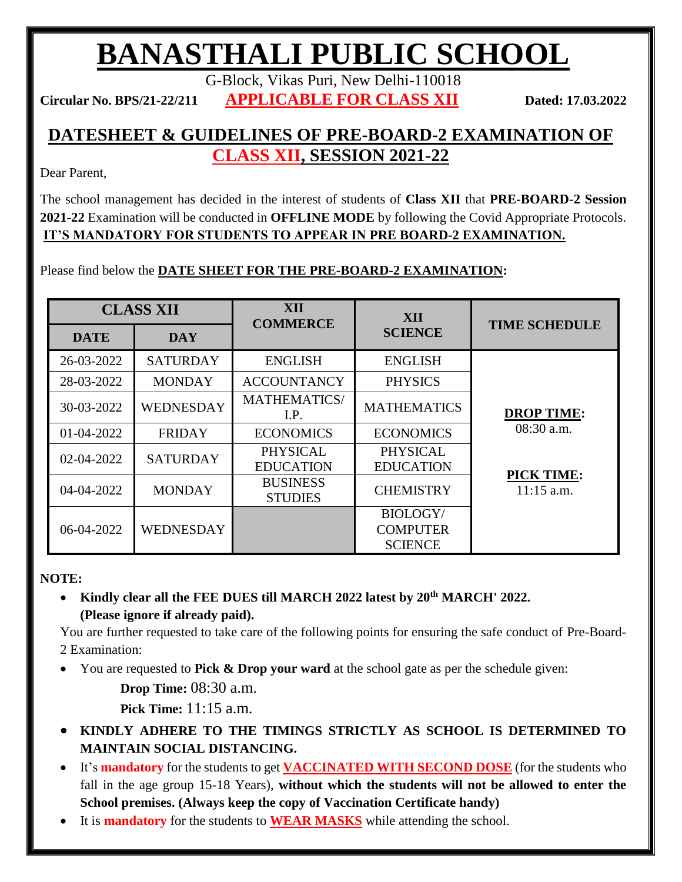# BANASTHALI PUBLIC SCHOOL

G-Block, Vikas Puri, New Delhi-110018

**Circular No. BPS/21-22/211** **APPLICABLE FOR CLASS XII** **Dated: 17.03.2022**

## DATESHEET & GUIDELINES OF PRE-BOARD-2 EXAMINATION OF CLASS XII, SESSION 2021-22

Dear Parent,

The school management has decided in the interest of students of **Class XII** that **PRE-BOARD-2 Session 2021-22** Examination will be conducted in **OFFLINE MODE** by following the Covid Appropriate Protocols. **IT'S MANDATORY FOR STUDENTS TO APPEAR IN PRE BOARD-2 EXAMINATION.**

Please find below the **DATE SHEET FOR THE PRE-BOARD-2 EXAMINATION:**

| CLASS XII | | XII COMMERCE | XII SCIENCE | TIME SCHEDULE |
|---|---|---|---|---|
| **DATE** | **DAY** | | | |
| 26-03-2022 | SATURDAY | ENGLISH | ENGLISH | **DROP TIME:** 08:30 a.m. **PICK TIME:** 11:15 a.m. |
| 28-03-2022 | MONDAY | ACCOUNTANCY | PHYSICS | |
| 30-03-2022 | WEDNESDAY | MATHEMATICS/ I.P. | MATHEMATICS | |
| 01-04-2022 | FRIDAY | ECONOMICS | ECONOMICS | |
| 02-04-2022 | SATURDAY | PHYSICAL EDUCATION | PHYSICAL EDUCATION | |
| 04-04-2022 | MONDAY | BUSINESS STUDIES | CHEMISTRY | |
| 06-04-2022 | WEDNESDAY | | BIOLOGY/ COMPUTER SCIENCE | |

**NOTE:**

- **Kindly clear all the FEE DUES till MARCH 2022 latest by 20th MARCH' 2022. (Please ignore if already paid).**

You are further requested to take care of the following points for ensuring the safe conduct of Pre-Board-2 Examination:

- You are requested to **Pick & Drop your ward** at the school gate as per the schedule given:

  **Drop Time:** 08:30 a.m.

  **Pick Time:** 11:15 a.m.

- **KINDLY ADHERE TO THE TIMINGS STRICTLY AS SCHOOL IS DETERMINED TO MAINTAIN SOCIAL DISTANCING.**
- It's **mandatory** for the students to get **VACCINATED WITH SECOND DOSE** (for the students who fall in the age group 15-18 Years), **without which the students will not be allowed to enter the School premises. (Always keep the copy of Vaccination Certificate handy)**
- It is **mandatory** for the students to **WEAR MASKS** while attending the school.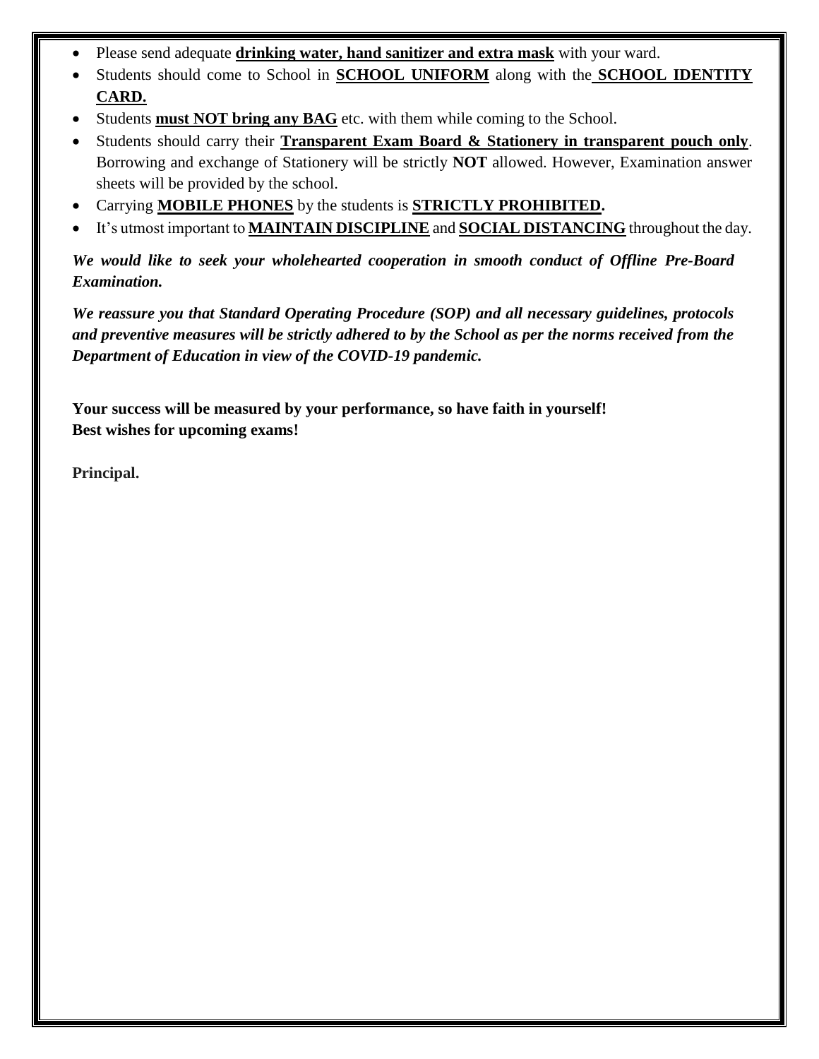- Please send adequate **drinking water, hand sanitizer and extra mask** with your ward.
- Students should come to School in **SCHOOL UNIFORM** along with the **SCHOOL IDENTITY CARD.**
- Students **must NOT bring any BAG** etc. with them while coming to the School.
- Students should carry their **Transparent Exam Board & Stationery in transparent pouch only**. Borrowing and exchange of Stationery will be strictly **NOT** allowed. However, Examination answer sheets will be provided by the school.
- Carrying **MOBILE PHONES** by the students is **STRICTLY PROHIBITED.**
- It's utmost important to **MAINTAIN DISCIPLINE** and **SOCIAL DISTANCING** throughout the day.

***We would like to seek your wholehearted cooperation in smooth conduct of Offline Pre-Board Examination.***

***We reassure you that Standard Operating Procedure (SOP) and all necessary guidelines, protocols and preventive measures will be strictly adhered to by the School as per the norms received from the Department of Education in view of the COVID-19 pandemic.***

**Your success will be measured by your performance, so have faith in yourself!**
**Best wishes for upcoming exams!**

**Principal.**